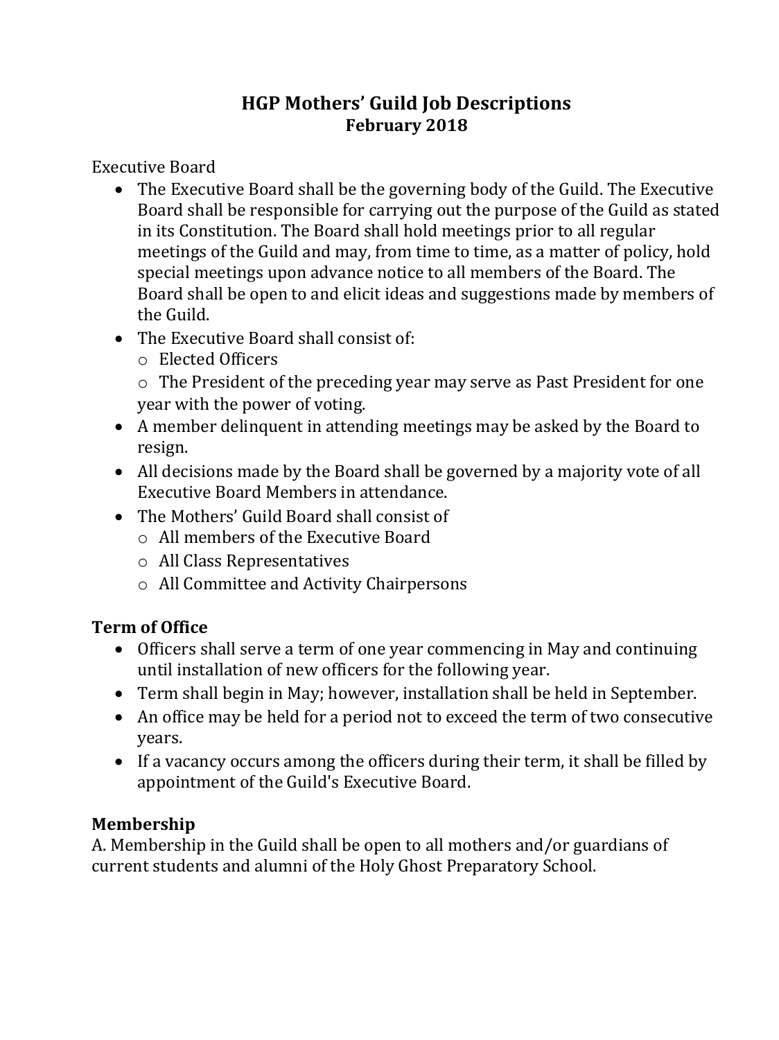# HGP Mothers' Guild Job Descriptions
## February 2018

Executive Board

- The Executive Board shall be the governing body of the Guild. The Executive Board shall be responsible for carrying out the purpose of the Guild as stated in its Constitution. The Board shall hold meetings prior to all regular meetings of the Guild and may, from time to time, as a matter of policy, hold special meetings upon advance notice to all members of the Board. The Board shall be open to and elicit ideas and suggestions made by members of the Guild.
- The Executive Board shall consist of:
  - Elected Officers
  - The President of the preceding year may serve as Past President for one year with the power of voting.
- A member delinquent in attending meetings may be asked by the Board to resign.
- All decisions made by the Board shall be governed by a majority vote of all Executive Board Members in attendance.
- The Mothers' Guild Board shall consist of
  - All members of the Executive Board
  - All Class Representatives
  - All Committee and Activity Chairpersons

### Term of Office

- Officers shall serve a term of one year commencing in May and continuing until installation of new officers for the following year.
- Term shall begin in May; however, installation shall be held in September.
- An office may be held for a period not to exceed the term of two consecutive years.
- If a vacancy occurs among the officers during their term, it shall be filled by appointment of the Guild's Executive Board.

### Membership

A. Membership in the Guild shall be open to all mothers and/or guardians of current students and alumni of the Holy Ghost Preparatory School.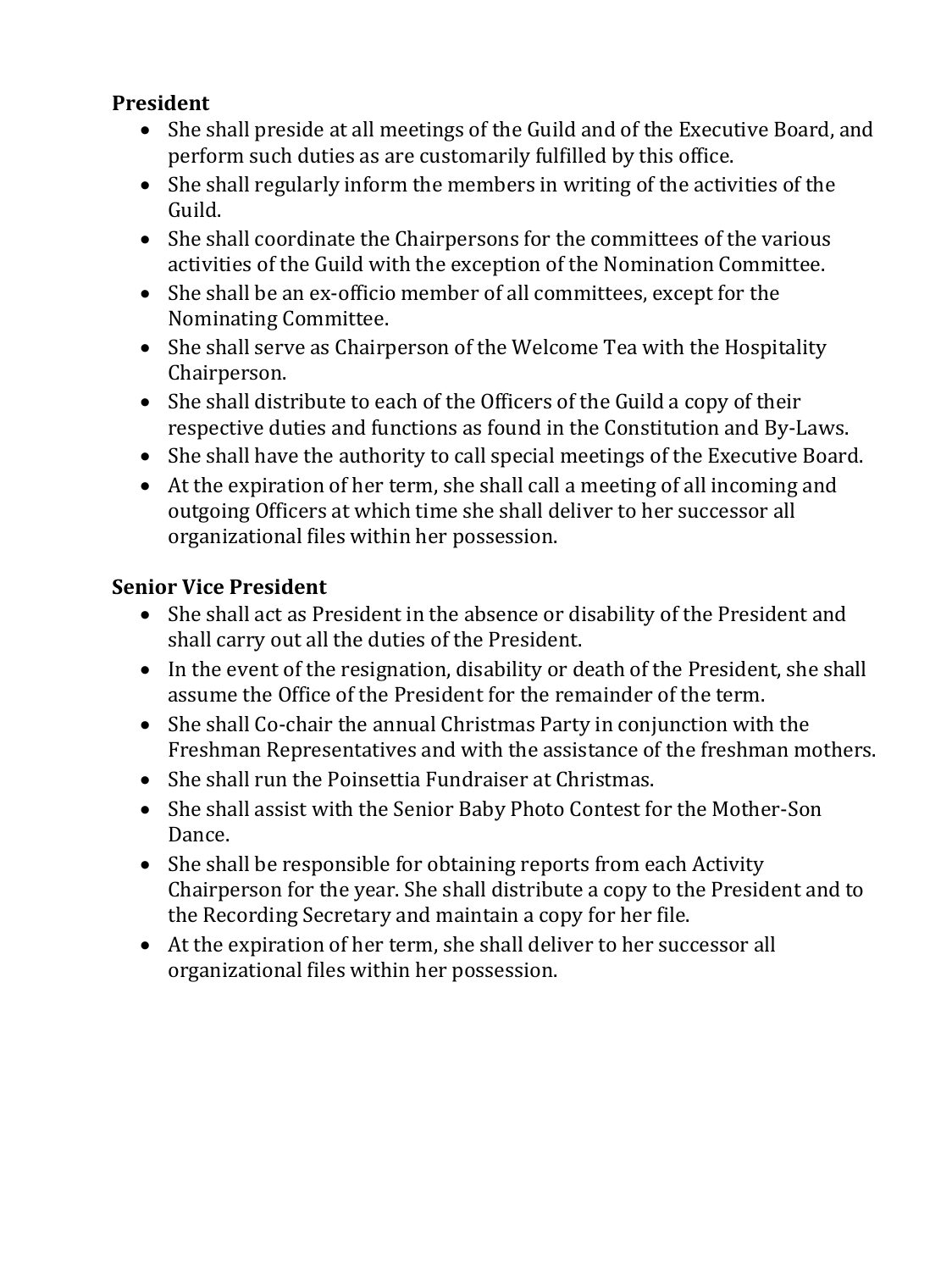**President**

- She shall preside at all meetings of the Guild and of the Executive Board, and perform such duties as are customarily fulfilled by this office.
- She shall regularly inform the members in writing of the activities of the Guild.
- She shall coordinate the Chairpersons for the committees of the various activities of the Guild with the exception of the Nomination Committee.
- She shall be an ex-officio member of all committees, except for the Nominating Committee.
- She shall serve as Chairperson of the Welcome Tea with the Hospitality Chairperson.
- She shall distribute to each of the Officers of the Guild a copy of their respective duties and functions as found in the Constitution and By-Laws.
- She shall have the authority to call special meetings of the Executive Board.
- At the expiration of her term, she shall call a meeting of all incoming and outgoing Officers at which time she shall deliver to her successor all organizational files within her possession.

**Senior Vice President**

- She shall act as President in the absence or disability of the President and shall carry out all the duties of the President.
- In the event of the resignation, disability or death of the President, she shall assume the Office of the President for the remainder of the term.
- She shall Co-chair the annual Christmas Party in conjunction with the Freshman Representatives and with the assistance of the freshman mothers.
- She shall run the Poinsettia Fundraiser at Christmas.
- She shall assist with the Senior Baby Photo Contest for the Mother-Son Dance.
- She shall be responsible for obtaining reports from each Activity Chairperson for the year. She shall distribute a copy to the President and to the Recording Secretary and maintain a copy for her file.
- At the expiration of her term, she shall deliver to her successor all organizational files within her possession.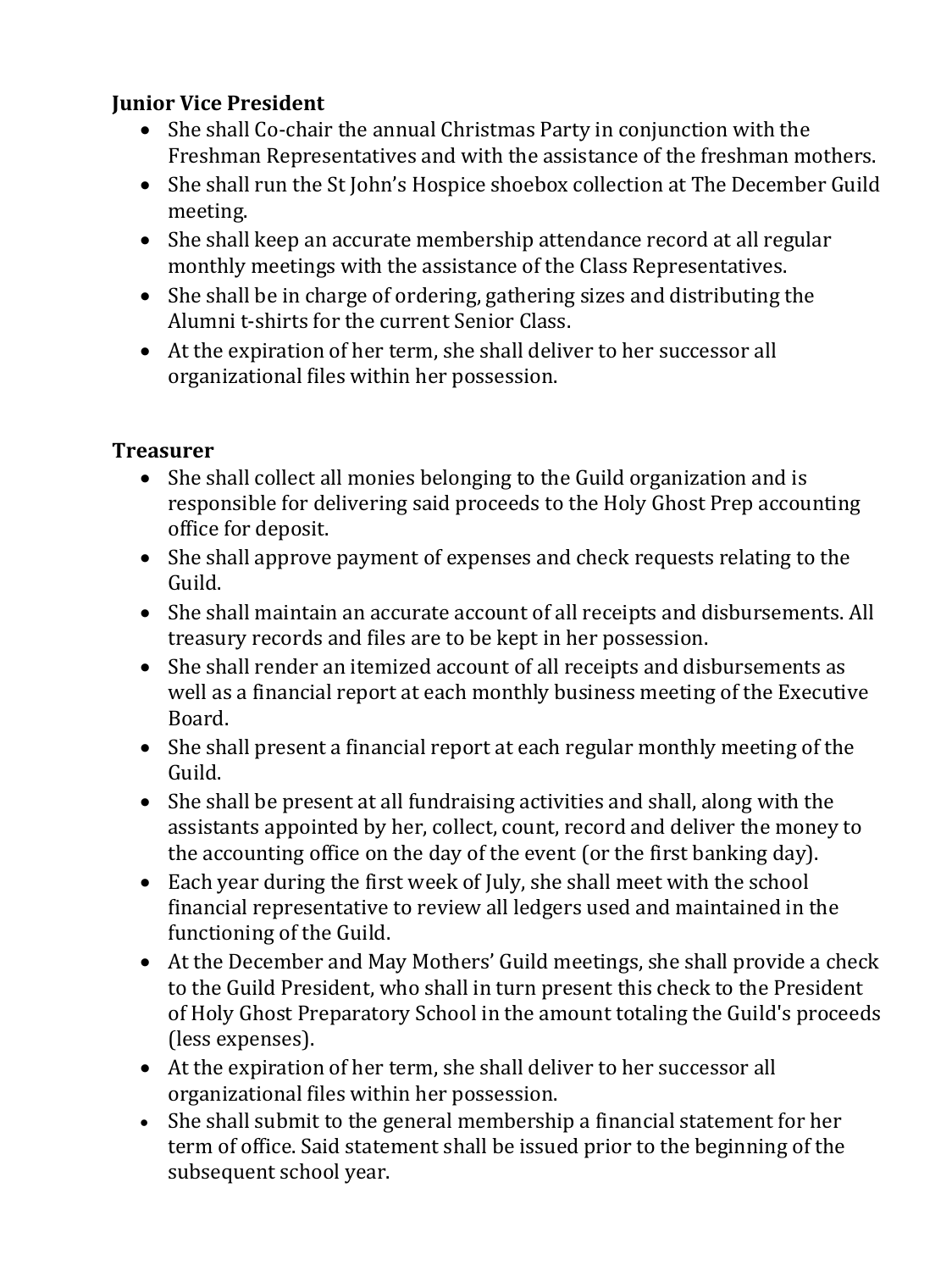**Junior Vice President**

- She shall Co-chair the annual Christmas Party in conjunction with the Freshman Representatives and with the assistance of the freshman mothers.
- She shall run the St John's Hospice shoebox collection at The December Guild meeting.
- She shall keep an accurate membership attendance record at all regular monthly meetings with the assistance of the Class Representatives.
- She shall be in charge of ordering, gathering sizes and distributing the Alumni t-shirts for the current Senior Class.
- At the expiration of her term, she shall deliver to her successor all organizational files within her possession.

**Treasurer**

- She shall collect all monies belonging to the Guild organization and is responsible for delivering said proceeds to the Holy Ghost Prep accounting office for deposit.
- She shall approve payment of expenses and check requests relating to the Guild.
- She shall maintain an accurate account of all receipts and disbursements. All treasury records and files are to be kept in her possession.
- She shall render an itemized account of all receipts and disbursements as well as a financial report at each monthly business meeting of the Executive Board.
- She shall present a financial report at each regular monthly meeting of the Guild.
- She shall be present at all fundraising activities and shall, along with the assistants appointed by her, collect, count, record and deliver the money to the accounting office on the day of the event (or the first banking day).
- Each year during the first week of July, she shall meet with the school financial representative to review all ledgers used and maintained in the functioning of the Guild.
- At the December and May Mothers' Guild meetings, she shall provide a check to the Guild President, who shall in turn present this check to the President of Holy Ghost Preparatory School in the amount totaling the Guild's proceeds (less expenses).
- At the expiration of her term, she shall deliver to her successor all organizational files within her possession.
- She shall submit to the general membership a financial statement for her term of office. Said statement shall be issued prior to the beginning of the subsequent school year.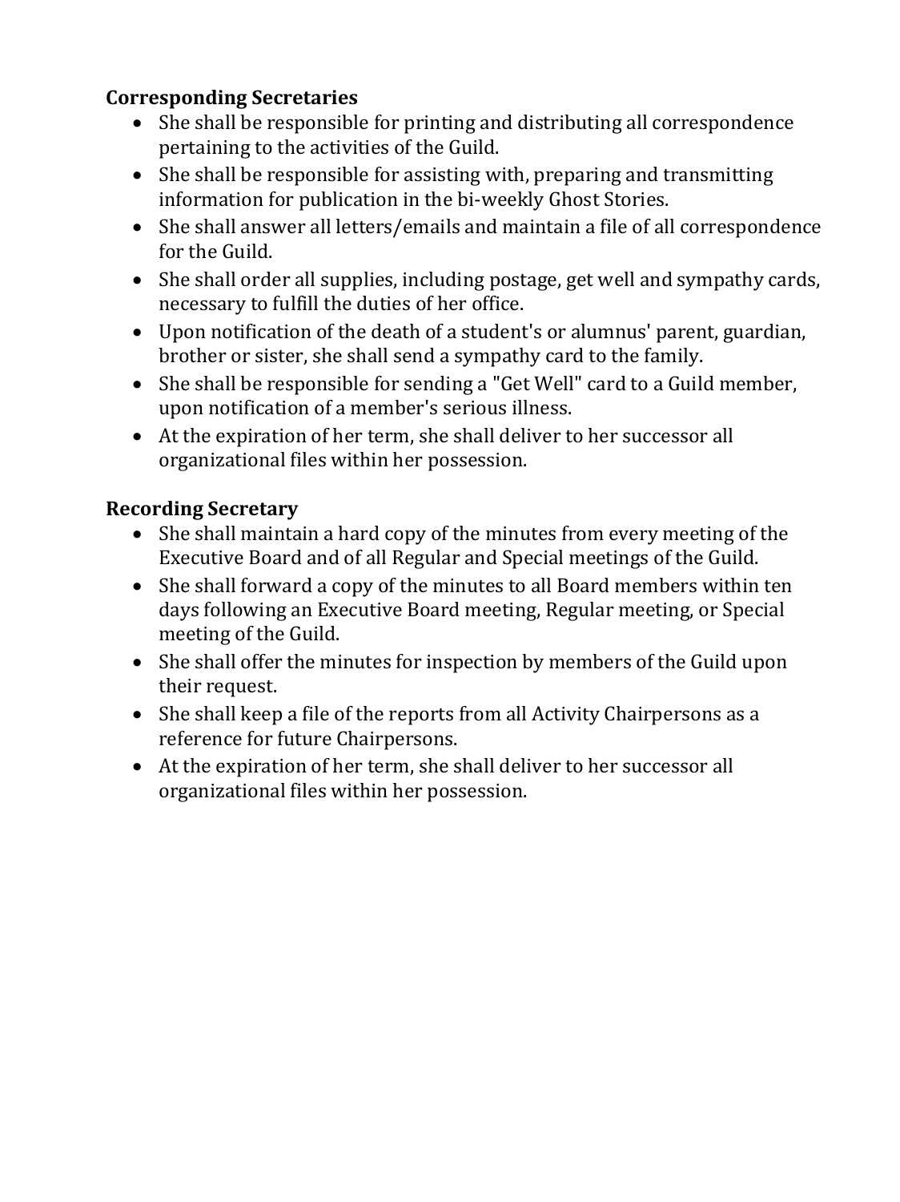**Corresponding Secretaries**

- She shall be responsible for printing and distributing all correspondence pertaining to the activities of the Guild.
- She shall be responsible for assisting with, preparing and transmitting information for publication in the bi-weekly Ghost Stories.
- She shall answer all letters/emails and maintain a file of all correspondence for the Guild.
- She shall order all supplies, including postage, get well and sympathy cards, necessary to fulfill the duties of her office.
- Upon notification of the death of a student's or alumnus' parent, guardian, brother or sister, she shall send a sympathy card to the family.
- She shall be responsible for sending a "Get Well" card to a Guild member, upon notification of a member's serious illness.
- At the expiration of her term, she shall deliver to her successor all organizational files within her possession.

**Recording Secretary**

- She shall maintain a hard copy of the minutes from every meeting of the Executive Board and of all Regular and Special meetings of the Guild.
- She shall forward a copy of the minutes to all Board members within ten days following an Executive Board meeting, Regular meeting, or Special meeting of the Guild.
- She shall offer the minutes for inspection by members of the Guild upon their request.
- She shall keep a file of the reports from all Activity Chairpersons as a reference for future Chairpersons.
- At the expiration of her term, she shall deliver to her successor all organizational files within her possession.